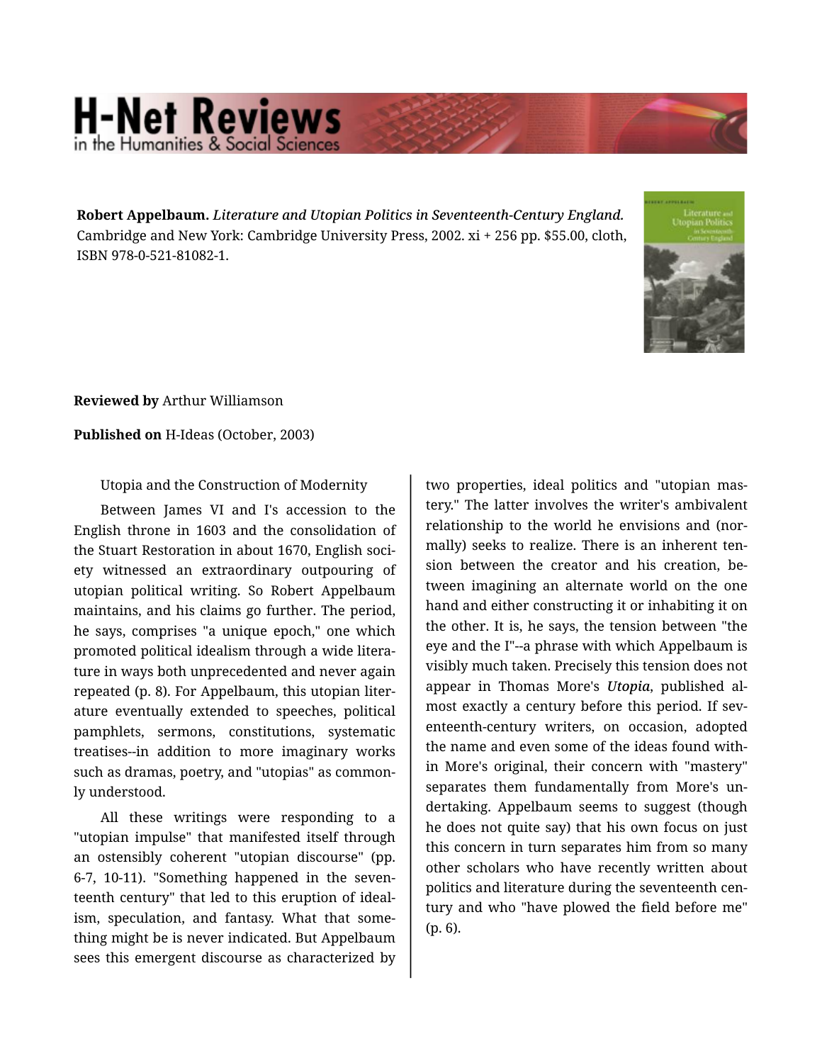**Robert Appelbaum.** *Literature and Utopian Politics in Seventeenth-Century England.* Cambridge and New York: Cambridge University Press, 2002. xi + 256 pp. $55.00, cloth, ISBN 978-0-521-81082-1.

**Reviewed by** Arthur Williamson

**Published on** H-Ideas (October, 2003)

Utopia and the Construction of Modernity

Between James VI and I's accession to the English throne in 1603 and the consolidation of the Stuart Restoration in about 1670, English society witnessed an extraordinary outpouring of utopian political writing. So Robert Appelbaum maintains, and his claims go further. The period, he says, comprises "a unique epoch," one which promoted political idealism through a wide literature in ways both unprecedented and never again repeated (p. 8). For Appelbaum, this utopian literature eventually extended to speeches, political pamphlets, sermons, constitutions, systematic treatises--in addition to more imaginary works such as dramas, poetry, and "utopias" as commonly understood.

All these writings were responding to a "utopian impulse" that manifested itself through an ostensibly coherent "utopian discourse" (pp. 6-7, 10-11). "Something happened in the seventeenth century" that led to this eruption of idealism, speculation, and fantasy. What that something might be is never indicated. But Appelbaum sees this emergent discourse as characterized by two properties, ideal politics and "utopian mastery." The latter involves the writer's ambivalent relationship to the world he envisions and (normally) seeks to realize. There is an inherent tension between the creator and his creation, between imagining an alternate world on the one hand and either constructing it or inhabiting it on the other. It is, he says, the tension between "the eye and the I"--a phrase with which Appelbaum is visibly much taken. Precisely this tension does not appear in Thomas More's ***Utopia***, published almost exactly a century before this period. If seventeenth-century writers, on occasion, adopted the name and even some of the ideas found within More's original, their concern with "mastery" separates them fundamentally from More's undertaking. Appelbaum seems to suggest (though he does not quite say) that his own focus on just this concern in turn separates him from so many other scholars who have recently written about politics and literature during the seventeenth century and who "have plowed the field before me" (p. 6).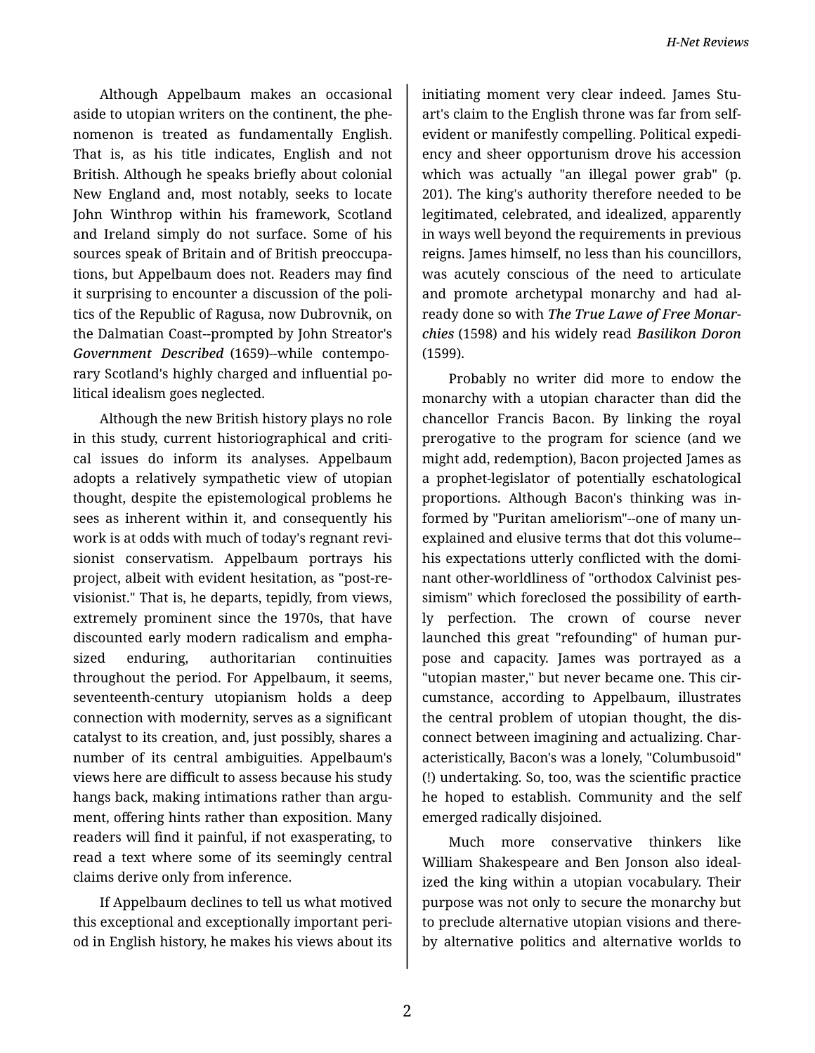Although Appelbaum makes an occasional aside to utopian writers on the continent, the phenomenon is treated as fundamentally English. That is, as his title indicates, English and not British. Although he speaks briefly about colonial New England and, most notably, seeks to locate John Winthrop within his framework, Scotland and Ireland simply do not surface. Some of his sources speak of Britain and of British preoccupations, but Appelbaum does not. Readers may find it surprising to encounter a discussion of the politics of the Republic of Ragusa, now Dubrovnik, on the Dalmatian Coast--prompted by John Streator's *Government Described* (1659)--while contemporary Scotland's highly charged and influential political idealism goes neglected.

Although the new British history plays no role in this study, current historiographical and critical issues do inform its analyses. Appelbaum adopts a relatively sympathetic view of utopian thought, despite the epistemological problems he sees as inherent within it, and consequently his work is at odds with much of today's regnant revisionist conservatism. Appelbaum portrays his project, albeit with evident hesitation, as "post-revisionist." That is, he departs, tepidly, from views, extremely prominent since the 1970s, that have discounted early modern radicalism and emphasized enduring, authoritarian continuities throughout the period. For Appelbaum, it seems, seventeenth-century utopianism holds a deep connection with modernity, serves as a significant catalyst to its creation, and, just possibly, shares a number of its central ambiguities. Appelbaum's views here are difficult to assess because his study hangs back, making intimations rather than argument, offering hints rather than exposition. Many readers will find it painful, if not exasperating, to read a text where some of its seemingly central claims derive only from inference.

If Appelbaum declines to tell us what motived this exceptional and exceptionally important period in English history, he makes his views about its initiating moment very clear indeed. James Stuart's claim to the English throne was far from self-evident or manifestly compelling. Political expediency and sheer opportunism drove his accession which was actually "an illegal power grab" (p. 201). The king's authority therefore needed to be legitimated, celebrated, and idealized, apparently in ways well beyond the requirements in previous reigns. James himself, no less than his councillors, was acutely conscious of the need to articulate and promote archetypal monarchy and had already done so with ***The True Lawe of Free Monarchies*** (1598) and his widely read ***Basilikon Doron*** (1599).

Probably no writer did more to endow the monarchy with a utopian character than did the chancellor Francis Bacon. By linking the royal prerogative to the program for science (and we might add, redemption), Bacon projected James as a prophet-legislator of potentially eschatological proportions. Although Bacon's thinking was informed by "Puritan ameliorism"--one of many unexplained and elusive terms that dot this volume--his expectations utterly conflicted with the dominant other-worldliness of "orthodox Calvinist pessimism" which foreclosed the possibility of earthly perfection. The crown of course never launched this great "refounding" of human purpose and capacity. James was portrayed as a "utopian master," but never became one. This circumstance, according to Appelbaum, illustrates the central problem of utopian thought, the disconnect between imagining and actualizing. Characteristically, Bacon's was a lonely, "Columbusoid" (!) undertaking. So, too, was the scientific practice he hoped to establish. Community and the self emerged radically disjoined.

Much more conservative thinkers like William Shakespeare and Ben Jonson also idealized the king within a utopian vocabulary. Their purpose was not only to secure the monarchy but to preclude alternative utopian visions and thereby alternative politics and alternative worlds to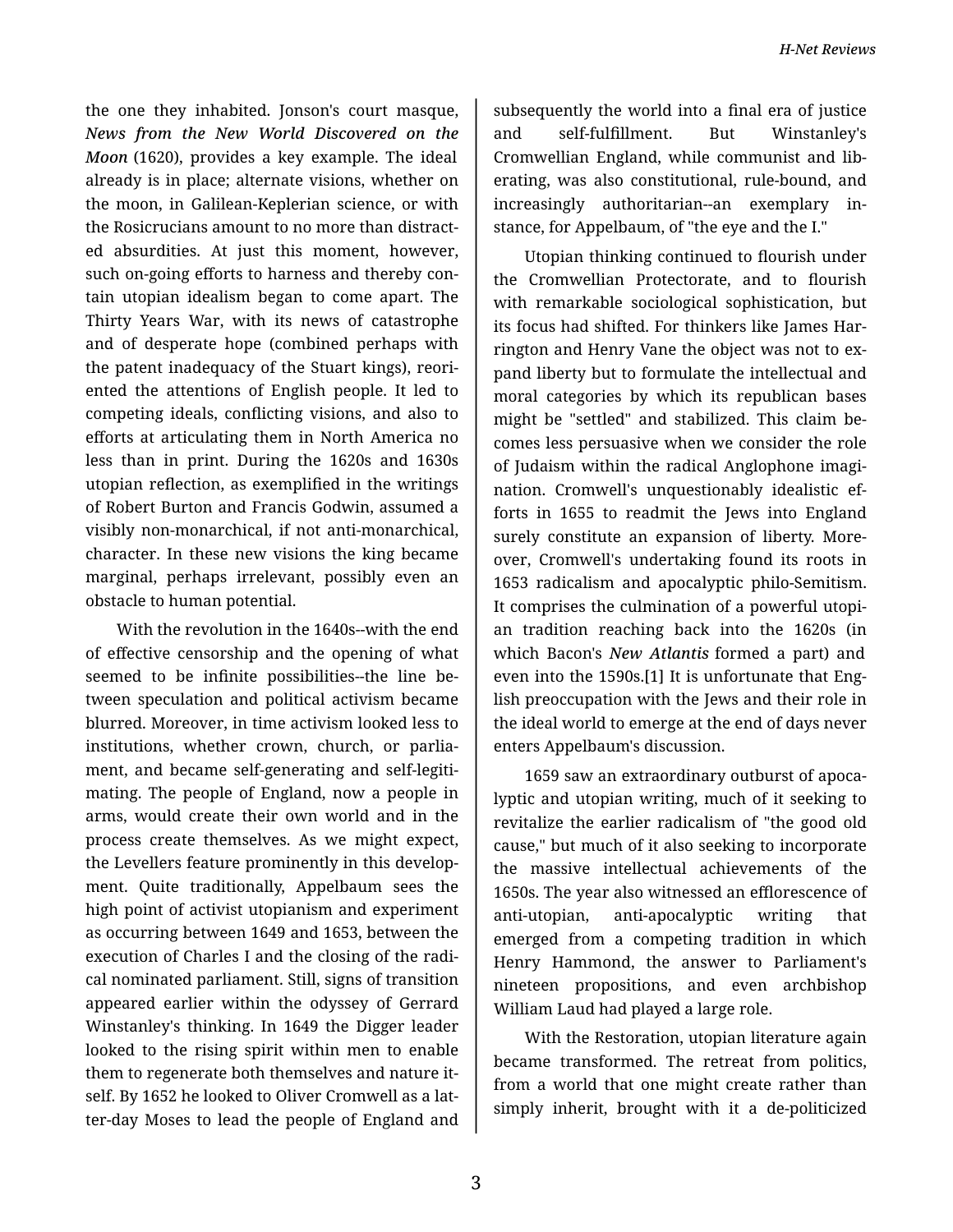the one they inhabited. Jonson's court masque, ***News from the New World Discovered on the Moon*** (1620), provides a key example. The ideal already is in place; alternate visions, whether on the moon, in Galilean-Keplerian science, or with the Rosicrucians amount to no more than distracted absurdities. At just this moment, however, such on-going efforts to harness and thereby contain utopian idealism began to come apart. The Thirty Years War, with its news of catastrophe and of desperate hope (combined perhaps with the patent inadequacy of the Stuart kings), reoriented the attentions of English people. It led to competing ideals, conflicting visions, and also to efforts at articulating them in North America no less than in print. During the 1620s and 1630s utopian reflection, as exemplified in the writings of Robert Burton and Francis Godwin, assumed a visibly non-monarchical, if not anti-monarchical, character. In these new visions the king became marginal, perhaps irrelevant, possibly even an obstacle to human potential.

With the revolution in the 1640s--with the end of effective censorship and the opening of what seemed to be infinite possibilities--the line between speculation and political activism became blurred. Moreover, in time activism looked less to institutions, whether crown, church, or parliament, and became self-generating and self-legitimating. The people of England, now a people in arms, would create their own world and in the process create themselves. As we might expect, the Levellers feature prominently in this development. Quite traditionally, Appelbaum sees the high point of activist utopianism and experiment as occurring between 1649 and 1653, between the execution of Charles I and the closing of the radical nominated parliament. Still, signs of transition appeared earlier within the odyssey of Gerrard Winstanley's thinking. In 1649 the Digger leader looked to the rising spirit within men to enable them to regenerate both themselves and nature itself. By 1652 he looked to Oliver Cromwell as a latter-day Moses to lead the people of England and subsequently the world into a final era of justice and self-fulfillment. But Winstanley's Cromwellian England, while communist and liberating, was also constitutional, rule-bound, and increasingly authoritarian--an exemplary instance, for Appelbaum, of "the eye and the I."

Utopian thinking continued to flourish under the Cromwellian Protectorate, and to flourish with remarkable sociological sophistication, but its focus had shifted. For thinkers like James Harrington and Henry Vane the object was not to expand liberty but to formulate the intellectual and moral categories by which its republican bases might be "settled" and stabilized. This claim becomes less persuasive when we consider the role of Judaism within the radical Anglophone imagination. Cromwell's unquestionably idealistic efforts in 1655 to readmit the Jews into England surely constitute an expansion of liberty. Moreover, Cromwell's undertaking found its roots in 1653 radicalism and apocalyptic philo-Semitism. It comprises the culmination of a powerful utopian tradition reaching back into the 1620s (in which Bacon's ***New Atlantis*** formed a part) and even into the 1590s.[1] It is unfortunate that English preoccupation with the Jews and their role in the ideal world to emerge at the end of days never enters Appelbaum's discussion.

1659 saw an extraordinary outburst of apocalyptic and utopian writing, much of it seeking to revitalize the earlier radicalism of "the good old cause," but much of it also seeking to incorporate the massive intellectual achievements of the 1650s. The year also witnessed an efflorescence of anti-utopian, anti-apocalyptic writing that emerged from a competing tradition in which Henry Hammond, the answer to Parliament's nineteen propositions, and even archbishop William Laud had played a large role.

With the Restoration, utopian literature again became transformed. The retreat from politics, from a world that one might create rather than simply inherit, brought with it a de-politicized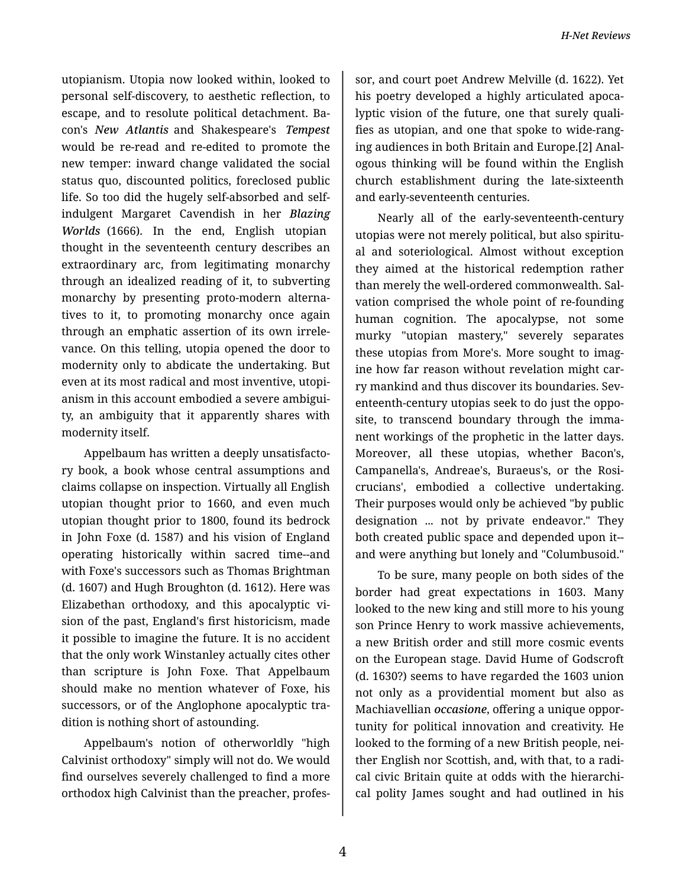utopianism. Utopia now looked within, looked to personal self-discovery, to aesthetic reflection, to escape, and to resolute political detachment. Bacon's *New Atlantis* and Shakespeare's *Tempest* would be re-read and re-edited to promote the new temper: inward change validated the social status quo, discounted politics, foreclosed public life. So too did the hugely self-absorbed and self-indulgent Margaret Cavendish in her *Blazing Worlds* (1666). In the end, English utopian thought in the seventeenth century describes an extraordinary arc, from legitimating monarchy through an idealized reading of it, to subverting monarchy by presenting proto-modern alternatives to it, to promoting monarchy once again through an emphatic assertion of its own irrelevance. On this telling, utopia opened the door to modernity only to abdicate the undertaking. But even at its most radical and most inventive, utopianism in this account embodied a severe ambiguity, an ambiguity that it apparently shares with modernity itself.

Appelbaum has written a deeply unsatisfactory book, a book whose central assumptions and claims collapse on inspection. Virtually all English utopian thought prior to 1660, and even much utopian thought prior to 1800, found its bedrock in John Foxe (d. 1587) and his vision of England operating historically within sacred time--and with Foxe's successors such as Thomas Brightman (d. 1607) and Hugh Broughton (d. 1612). Here was Elizabethan orthodoxy, and this apocalyptic vision of the past, England's first historicism, made it possible to imagine the future. It is no accident that the only work Winstanley actually cites other than scripture is John Foxe. That Appelbaum should make no mention whatever of Foxe, his successors, or of the Anglophone apocalyptic tradition is nothing short of astounding.

Appelbaum's notion of otherworldly "high Calvinist orthodoxy" simply will not do. We would find ourselves severely challenged to find a more orthodox high Calvinist than the preacher, professor, and court poet Andrew Melville (d. 1622). Yet his poetry developed a highly articulated apocalyptic vision of the future, one that surely qualifies as utopian, and one that spoke to wide-ranging audiences in both Britain and Europe.[2] Analogous thinking will be found within the English church establishment during the late-sixteenth and early-seventeenth centuries.

Nearly all of the early-seventeenth-century utopias were not merely political, but also spiritual and soteriological. Almost without exception they aimed at the historical redemption rather than merely the well-ordered commonwealth. Salvation comprised the whole point of re-founding human cognition. The apocalypse, not some murky "utopian mastery," severely separates these utopias from More's. More sought to imagine how far reason without revelation might carry mankind and thus discover its boundaries. Seventeenth-century utopias seek to do just the opposite, to transcend boundary through the immanent workings of the prophetic in the latter days. Moreover, all these utopias, whether Bacon's, Campanella's, Andreae's, Buraeus's, or the Rosicrucians', embodied a collective undertaking. Their purposes would only be achieved "by public designation ... not by private endeavor." They both created public space and depended upon it--and were anything but lonely and "Columbusoid."

To be sure, many people on both sides of the border had great expectations in 1603. Many looked to the new king and still more to his young son Prince Henry to work massive achievements, a new British order and still more cosmic events on the European stage. David Hume of Godscroft (d. 1630?) seems to have regarded the 1603 union not only as a providential moment but also as Machiavellian *occasione*, offering a unique opportunity for political innovation and creativity. He looked to the forming of a new British people, neither English nor Scottish, and, with that, to a radical civic Britain quite at odds with the hierarchical polity James sought and had outlined in his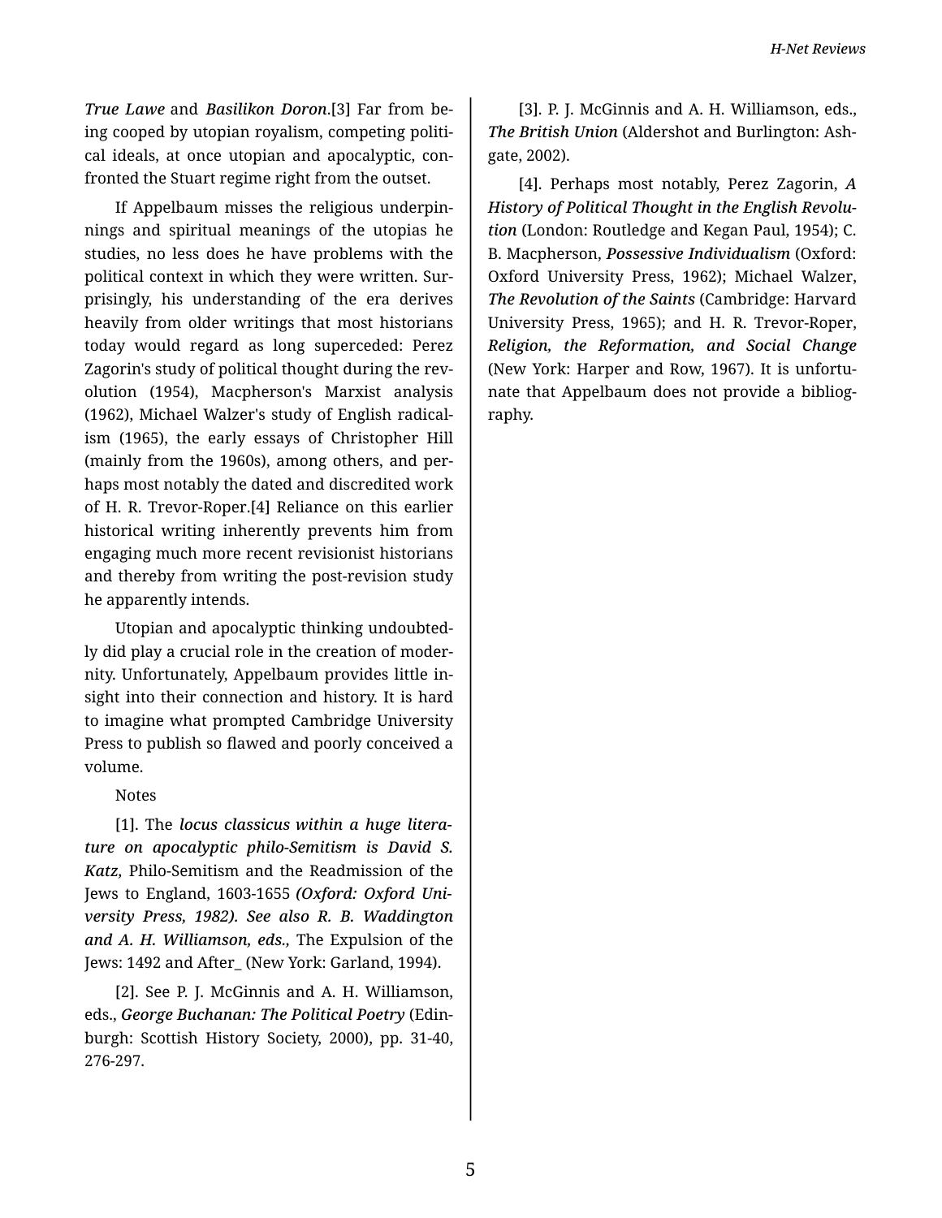*True Lawe* and *Basilikon Doron*.[3] Far from being cooped by utopian royalism, competing political ideals, at once utopian and apocalyptic, confronted the Stuart regime right from the outset.

If Appelbaum misses the religious underpinnings and spiritual meanings of the utopias he studies, no less does he have problems with the political context in which they were written. Surprisingly, his understanding of the era derives heavily from older writings that most historians today would regard as long superceded: Perez Zagorin's study of political thought during the revolution (1954), Macpherson's Marxist analysis (1962), Michael Walzer's study of English radicalism (1965), the early essays of Christopher Hill (mainly from the 1960s), among others, and perhaps most notably the dated and discredited work of H. R. Trevor-Roper.[4] Reliance on this earlier historical writing inherently prevents him from engaging much more recent revisionist historians and thereby from writing the post-revision study he apparently intends.

Utopian and apocalyptic thinking undoubtedly did play a crucial role in the creation of modernity. Unfortunately, Appelbaum provides little insight into their connection and history. It is hard to imagine what prompted Cambridge University Press to publish so flawed and poorly conceived a volume.

Notes

[1]. The *locus classicus within a huge literature on apocalyptic philo-Semitism is David S. Katz,* Philo-Semitism and the Readmission of the Jews to England, 1603-1655 *(Oxford: Oxford University Press, 1982). See also R. B. Waddington and A. H. Williamson, eds.,* The Expulsion of the Jews: 1492 and After_ (New York: Garland, 1994).

[2]. See P. J. McGinnis and A. H. Williamson, eds., *George Buchanan: The Political Poetry* (Edinburgh: Scottish History Society, 2000), pp. 31-40, 276-297.

[3]. P. J. McGinnis and A. H. Williamson, eds., *The British Union* (Aldershot and Burlington: Ashgate, 2002).

[4]. Perhaps most notably, Perez Zagorin, *A History of Political Thought in the English Revolution* (London: Routledge and Kegan Paul, 1954); C. B. Macpherson, *Possessive Individualism* (Oxford: Oxford University Press, 1962); Michael Walzer, *The Revolution of the Saints* (Cambridge: Harvard University Press, 1965); and H. R. Trevor-Roper, *Religion, the Reformation, and Social Change* (New York: Harper and Row, 1967). It is unfortunate that Appelbaum does not provide a bibliography.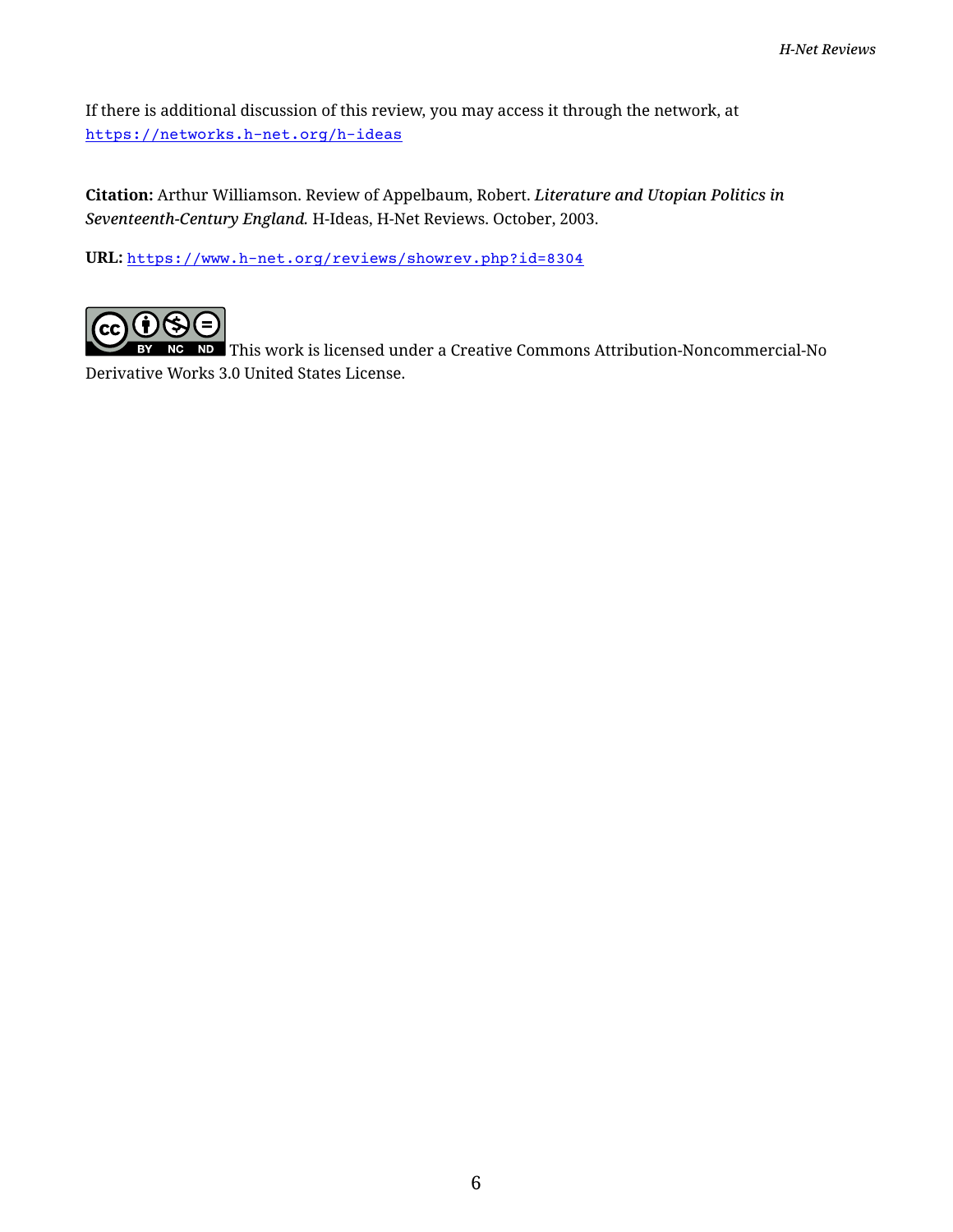If there is additional discussion of this review, you may access it through the network, at https://networks.h-net.org/h-ideas

**Citation:** Arthur Williamson. Review of Appelbaum, Robert. ***Literature and Utopian Politics in Seventeenth-Century England.*** H-Ideas, H-Net Reviews. October, 2003.

**URL:** https://www.h-net.org/reviews/showrev.php?id=8304

This work is licensed under a Creative Commons Attribution-Noncommercial-No Derivative Works 3.0 United States License.